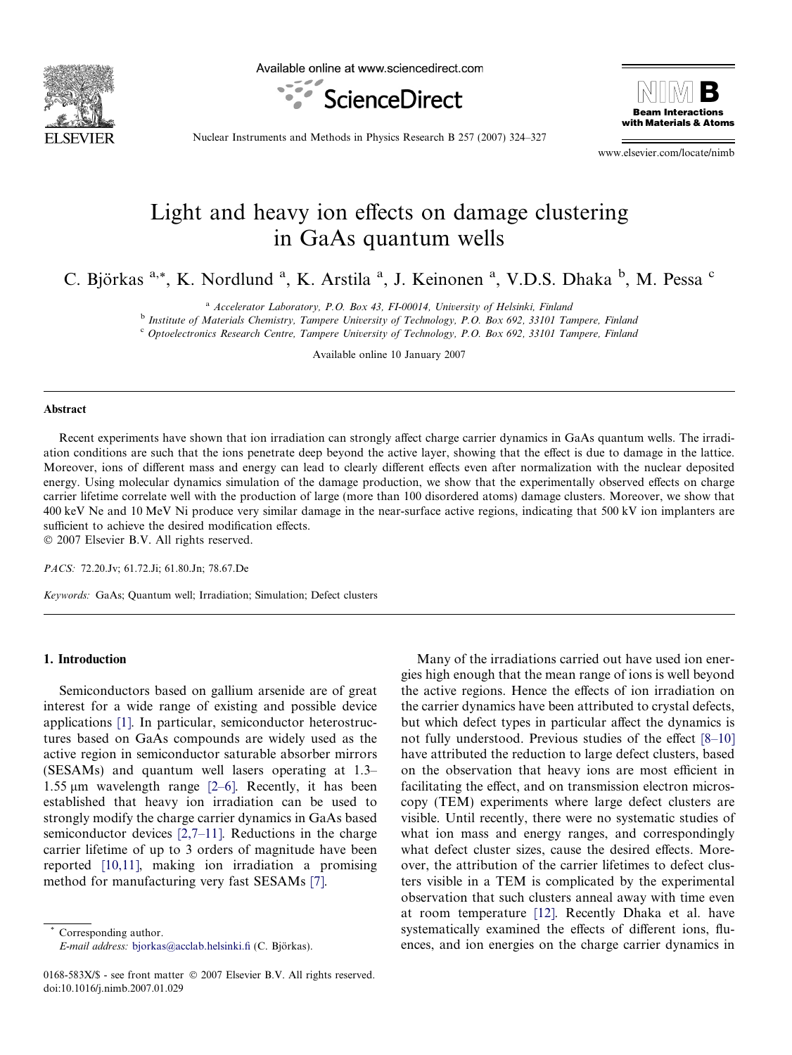# Light and heavy ion effects on damage clustering in GaAs quantum wells

C. Björkas [a,*], K. Nordlund [a], K. Arstila [a], J. Keinonen [a], V.D.S. Dhaka [b], M. Pessa [c]

[a] Accelerator Laboratory, P.O. Box 43, FI-00014, University of Helsinki, Finland

[b] Institute of Materials Chemistry, Tampere University of Technology, P.O. Box 692, 33101 Tampere, Finland

[c] Optoelectronics Research Centre, Tampere University of Technology, P.O. Box 692, 33101 Tampere, Finland

Available online 10 January 2007

## Abstract

Recent experiments have shown that ion irradiation can strongly affect charge carrier dynamics in GaAs quantum wells. The irradiation conditions are such that the ions penetrate deep beyond the active layer, showing that the effect is due to damage in the lattice. Moreover, ions of different mass and energy can lead to clearly different effects even after normalization with the nuclear deposited energy. Using molecular dynamics simulation of the damage production, we show that the experimentally observed effects on charge carrier lifetime correlate well with the production of large (more than 100 disordered atoms) damage clusters. Moreover, we show that 400 keV Ne and 10 MeV Ni produce very similar damage in the near-surface active regions, indicating that 500 kV ion implanters are sufficient to achieve the desired modification effects.

© 2007 Elsevier B.V. All rights reserved.

*PACS:* 72.20.Jv; 61.72.Ji; 61.80.Jn; 78.67.De

*Keywords:* GaAs; Quantum well; Irradiation; Simulation; Defect clusters

## 1. Introduction

Semiconductors based on gallium arsenide are of great interest for a wide range of existing and possible device applications [1]. In particular, semiconductor heterostructures based on GaAs compounds are widely used as the active region in semiconductor saturable absorber mirrors (SESAMs) and quantum well lasers operating at 1.3–1.55 μm wavelength range [2–6]. Recently, it has been established that heavy ion irradiation can be used to strongly modify the charge carrier dynamics in GaAs based semiconductor devices [2,7–11]. Reductions in the charge carrier lifetime of up to 3 orders of magnitude have been reported [10,11], making ion irradiation a promising method for manufacturing very fast SESAMs [7].

Many of the irradiations carried out have used ion energies high enough that the mean range of ions is well beyond the active regions. Hence the effects of ion irradiation on the carrier dynamics have been attributed to crystal defects, but which defect types in particular affect the dynamics is not fully understood. Previous studies of the effect [8–10] have attributed the reduction to large defect clusters, based on the observation that heavy ions are most efficient in facilitating the effect, and on transmission electron microscopy (TEM) experiments where large defect clusters are visible. Until recently, there were no systematic studies of what ion mass and energy ranges, and correspondingly what defect cluster sizes, cause the desired effects. Moreover, the attribution of the carrier lifetimes to defect clusters visible in a TEM is complicated by the experimental observation that such clusters anneal away with time even at room temperature [12]. Recently Dhaka et al. have systematically examined the effects of different ions, fluences, and ion energies on the charge carrier dynamics in

* Corresponding author.
E-mail address: bjorkas@acclab.helsinki.fi (C. Björkas).

0168-583X/$ - see front matter © 2007 Elsevier B.V. All rights reserved.
doi:10.1016/j.nimb.2007.01.029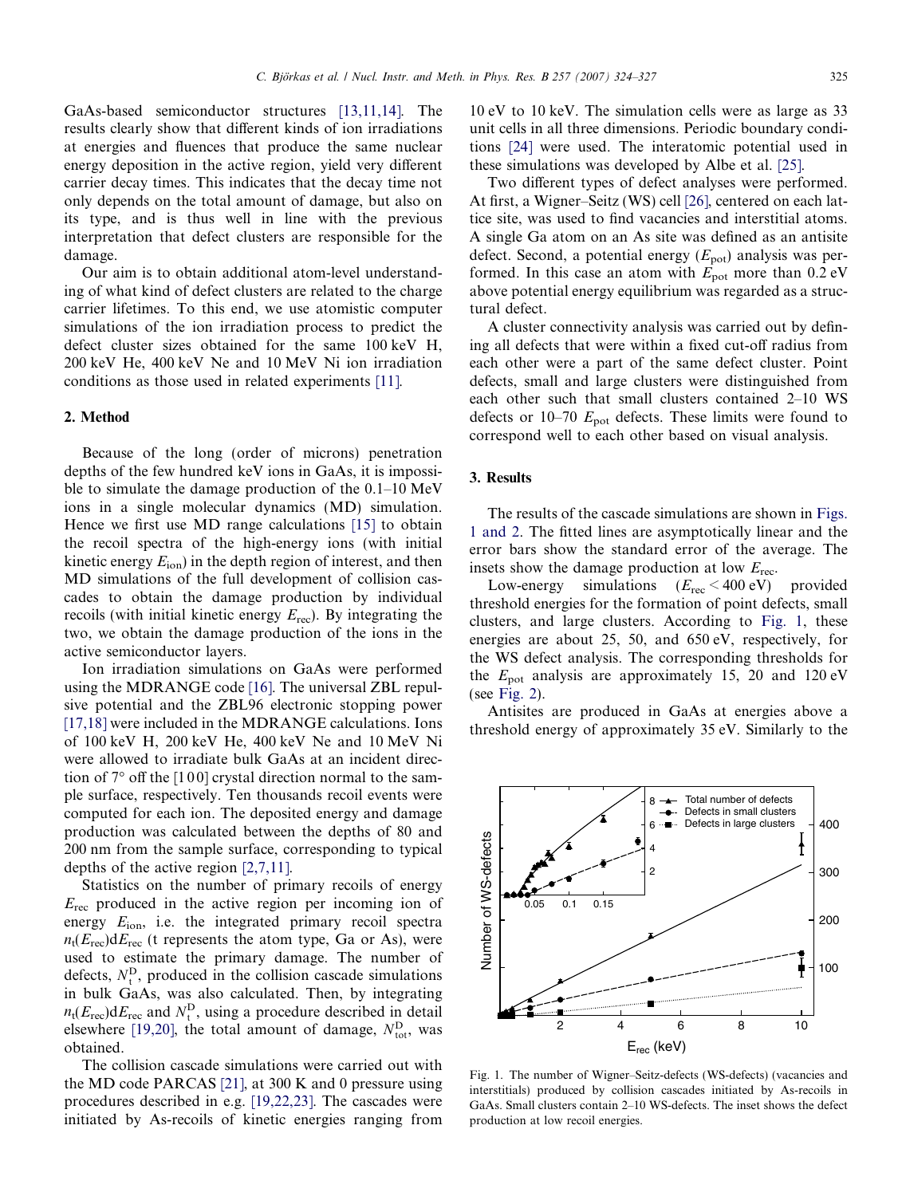GaAs-based semiconductor structures [13,11,14]. The results clearly show that different kinds of ion irradiations at energies and fluences that produce the same nuclear energy deposition in the active region, yield very different carrier decay times. This indicates that the decay time not only depends on the total amount of damage, but also on its type, and is thus well in line with the previous interpretation that defect clusters are responsible for the damage.

Our aim is to obtain additional atom-level understanding of what kind of defect clusters are related to the charge carrier lifetimes. To this end, we use atomistic computer simulations of the ion irradiation process to predict the defect cluster sizes obtained for the same 100 keV H, 200 keV He, 400 keV Ne and 10 MeV Ni ion irradiation conditions as those used in related experiments [11].

## 2. Method

Because of the long (order of microns) penetration depths of the few hundred keV ions in GaAs, it is impossible to simulate the damage production of the 0.1–10 MeV ions in a single molecular dynamics (MD) simulation. Hence we first use MD range calculations [15] to obtain the recoil spectra of the high-energy ions (with initial kinetic energy $E_{ion}$) in the depth region of interest, and then MD simulations of the full development of collision cascades to obtain the damage production by individual recoils (with initial kinetic energy $E_{rec}$). By integrating the two, we obtain the damage production of the ions in the active semiconductor layers.

Ion irradiation simulations on GaAs were performed using the MDRANGE code [16]. The universal ZBL repulsive potential and the ZBL96 electronic stopping power [17,18] were included in the MDRANGE calculations. Ions of 100 keV H, 200 keV He, 400 keV Ne and 10 MeV Ni were allowed to irradiate bulk GaAs at an incident direction of 7° off the [100] crystal direction normal to the sample surface, respectively. Ten thousands recoil events were computed for each ion. The deposited energy and damage production was calculated between the depths of 80 and 200 nm from the sample surface, corresponding to typical depths of the active region [2,7,11].

Statistics on the number of primary recoils of energy $E_{rec}$ produced in the active region per incoming ion of energy $E_{ion}$, i.e. the integrated primary recoil spectra $n_t(E_{rec})dE_{rec}$ (t represents the atom type, Ga or As), were used to estimate the primary damage. The number of defects, $N_t^D$, produced in the collision cascade simulations in bulk GaAs, was also calculated. Then, by integrating $n_t(E_{rec})dE_{rec}$ and $N_t^D$, using a procedure described in detail elsewhere [19,20], the total amount of damage, $N_{tot}^D$, was obtained.

The collision cascade simulations were carried out with the MD code PARCAS [21], at 300 K and 0 pressure using procedures described in e.g. [19,22,23]. The cascades were initiated by As-recoils of kinetic energies ranging from 10 eV to 10 keV. The simulation cells were as large as 33 unit cells in all three dimensions. Periodic boundary conditions [24] were used. The interatomic potential used in these simulations was developed by Albe et al. [25].

Two different types of defect analyses were performed. At first, a Wigner–Seitz (WS) cell [26], centered on each lattice site, was used to find vacancies and interstitial atoms. A single Ga atom on an As site was defined as an antisite defect. Second, a potential energy ($E_{pot}$) analysis was performed. In this case an atom with $E_{pot}$ more than 0.2 eV above potential energy equilibrium was regarded as a structural defect.

A cluster connectivity analysis was carried out by defining all defects that were within a fixed cut-off radius from each other were a part of the same defect cluster. Point defects, small and large clusters were distinguished from each other such that small clusters contained 2–10 WS defects or 10–70 $E_{pot}$ defects. These limits were found to correspond well to each other based on visual analysis.

## 3. Results

The results of the cascade simulations are shown in Figs. 1 and 2. The fitted lines are asymptotically linear and the error bars show the standard error of the average. The insets show the damage production at low $E_{rec}$.

Low-energy simulations ($E_{rec} < 400$ eV) provided threshold energies for the formation of point defects, small clusters, and large clusters. According to Fig. 1, these energies are about 25, 50, and 650 eV, respectively, for the WS defect analysis. The corresponding thresholds for the $E_{pot}$ analysis are approximately 15, 20 and 120 eV (see Fig. 2).

Antisites are produced in GaAs at energies above a threshold energy of approximately 35 eV. Similarly to the

Fig. 1. The number of Wigner–Seitz-defects (WS-defects) (vacancies and interstitials) produced by collision cascades initiated by As-recoils in GaAs. Small clusters contain 2–10 WS-defects. The inset shows the defect production at low recoil energies.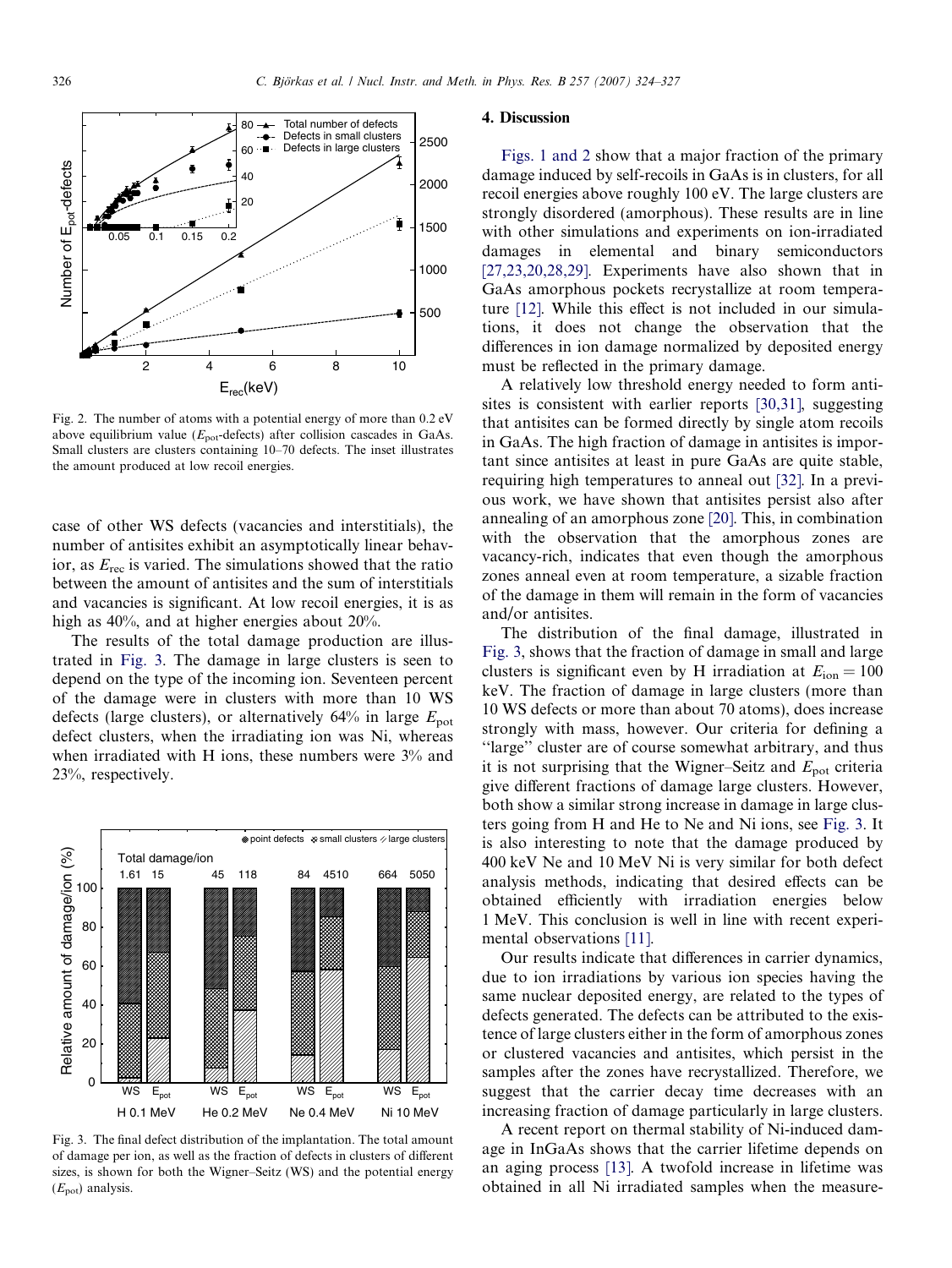Fig. 2. The number of atoms with a potential energy of more than 0.2 eV above equilibrium value ($E_{pot}$-defects) after collision cascades in GaAs. Small clusters are clusters containing 10–70 defects. The inset illustrates the amount produced at low recoil energies.

case of other WS defects (vacancies and interstitials), the number of antisites exhibit an asymptotically linear behavior, as $E_{rec}$ is varied. The simulations showed that the ratio between the amount of antisites and the sum of interstitials and vacancies is significant. At low recoil energies, it is as high as 40%, and at higher energies about 20%.

The results of the total damage production are illustrated in Fig. 3. The damage in large clusters is seen to depend on the type of the incoming ion. Seventeen percent of the damage were in clusters with more than 10 WS defects (large clusters), or alternatively 64% in large $E_{pot}$ defect clusters, when the irradiating ion was Ni, whereas when irradiated with H ions, these numbers were 3% and 23%, respectively.

Fig. 3. The final defect distribution of the implantation. The total amount of damage per ion, as well as the fraction of defects in clusters of different sizes, is shown for both the Wigner–Seitz (WS) and the potential energy ($E_{pot}$) analysis.

## 4. Discussion

Figs. 1 and 2 show that a major fraction of the primary damage induced by self-recoils in GaAs is in clusters, for all recoil energies above roughly 100 eV. The large clusters are strongly disordered (amorphous). These results are in line with other simulations and experiments on ion-irradiated damages in elemental and binary semiconductors [27,23,20,28,29]. Experiments have also shown that in GaAs amorphous pockets recrystallize at room temperature [12]. While this effect is not included in our simulations, it does not change the observation that the differences in ion damage normalized by deposited energy must be reflected in the primary damage.

A relatively low threshold energy needed to form antisites is consistent with earlier reports [30,31], suggesting that antisites can be formed directly by single atom recoils in GaAs. The high fraction of damage in antisites is important since antisites at least in pure GaAs are quite stable, requiring high temperatures to anneal out [32]. In a previous work, we have shown that antisites persist also after annealing of an amorphous zone [20]. This, in combination with the observation that the amorphous zones are vacancy-rich, indicates that even though the amorphous zones anneal even at room temperature, a sizable fraction of the damage in them will remain in the form of vacancies and/or antisites.

The distribution of the final damage, illustrated in Fig. 3, shows that the fraction of damage in small and large clusters is significant even by H irradiation at $E_{ion} = 100$ keV. The fraction of damage in large clusters (more than 10 WS defects or more than about 70 atoms), does increase strongly with mass, however. Our criteria for defining a "large" cluster are of course somewhat arbitrary, and thus it is not surprising that the Wigner–Seitz and $E_{pot}$ criteria give different fractions of damage large clusters. However, both show a similar strong increase in damage in large clusters going from H and He to Ne and Ni ions, see Fig. 3. It is also interesting to note that the damage produced by 400 keV Ne and 10 MeV Ni is very similar for both defect analysis methods, indicating that desired effects can be obtained efficiently with irradiation energies below 1 MeV. This conclusion is well in line with recent experimental observations [11].

Our results indicate that differences in carrier dynamics, due to ion irradiations by various ion species having the same nuclear deposited energy, are related to the types of defects generated. The defects can be attributed to the existence of large clusters either in the form of amorphous zones or clustered vacancies and antisites, which persist in the samples after the zones have recrystallized. Therefore, we suggest that the carrier decay time decreases with an increasing fraction of damage particularly in large clusters.

A recent report on thermal stability of Ni-induced damage in InGaAs shows that the carrier lifetime depends on an aging process [13]. A twofold increase in lifetime was obtained in all Ni irradiated samples when the measure-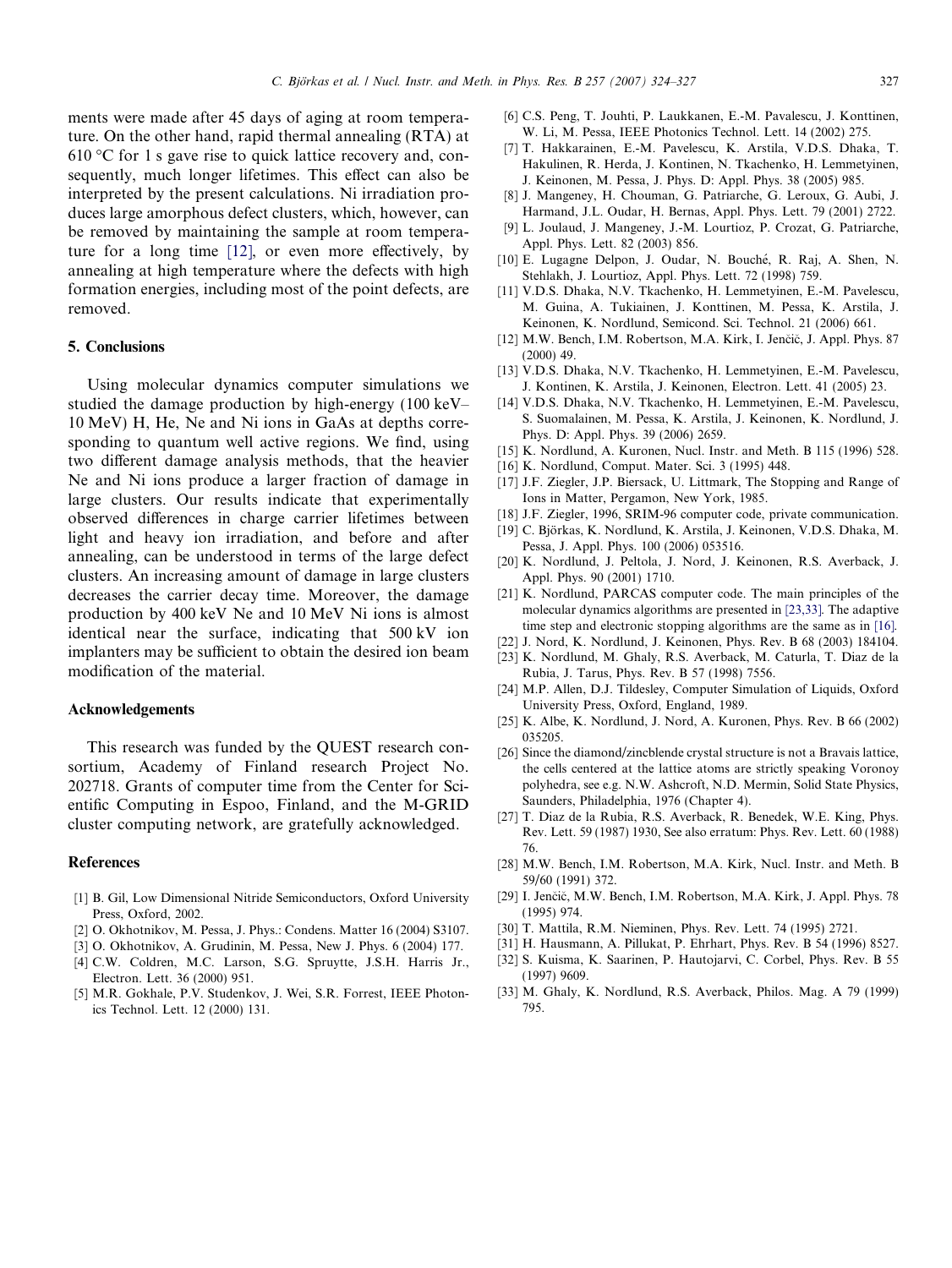ments were made after 45 days of aging at room temperature. On the other hand, rapid thermal annealing (RTA) at 610 °C for 1 s gave rise to quick lattice recovery and, consequently, much longer lifetimes. This effect can also be interpreted by the present calculations. Ni irradiation produces large amorphous defect clusters, which, however, can be removed by maintaining the sample at room temperature for a long time [12], or even more effectively, by annealing at high temperature where the defects with high formation energies, including most of the point defects, are removed.

## 5. Conclusions

Using molecular dynamics computer simulations we studied the damage production by high-energy (100 keV–10 MeV) H, He, Ne and Ni ions in GaAs at depths corresponding to quantum well active regions. We find, using two different damage analysis methods, that the heavier Ne and Ni ions produce a larger fraction of damage in large clusters. Our results indicate that experimentally observed differences in charge carrier lifetimes between light and heavy ion irradiation, and before and after annealing, can be understood in terms of the large defect clusters. An increasing amount of damage in large clusters decreases the carrier decay time. Moreover, the damage production by 400 keV Ne and 10 MeV Ni ions is almost identical near the surface, indicating that 500 kV ion implanters may be sufficient to obtain the desired ion beam modification of the material.

## Acknowledgements

This research was funded by the QUEST research consortium, Academy of Finland research Project No. 202718. Grants of computer time from the Center for Scientific Computing in Espoo, Finland, and the M-GRID cluster computing network, are gratefully acknowledged.

## References

[1] B. Gil, Low Dimensional Nitride Semiconductors, Oxford University Press, Oxford, 2002.
[2] O. Okhotnikov, M. Pessa, J. Phys.: Condens. Matter 16 (2004) S3107.
[3] O. Okhotnikov, A. Grudinin, M. Pessa, New J. Phys. 6 (2004) 177.
[4] C.W. Coldren, M.C. Larson, S.G. Spruytte, J.S.H. Harris Jr., Electron. Lett. 36 (2000) 951.
[5] M.R. Gokhale, P.V. Studenkov, J. Wei, S.R. Forrest, IEEE Photonics Technol. Lett. 12 (2000) 131.
[6] C.S. Peng, T. Jouhti, P. Laukkanen, E.-M. Pavalescu, J. Konttinen, W. Li, M. Pessa, IEEE Photonics Technol. Lett. 14 (2002) 275.
[7] T. Hakkarainen, E.-M. Pavelescu, K. Arstila, V.D.S. Dhaka, T. Hakulinen, R. Herda, J. Kontinen, N. Tkachenko, H. Lemmetyinen, J. Keinonen, M. Pessa, J. Phys. D: Appl. Phys. 38 (2005) 985.
[8] J. Mangeney, H. Chouman, G. Patriarche, G. Leroux, G. Aubi, J. Harmand, J.L. Oudar, H. Bernas, Appl. Phys. Lett. 79 (2001) 2722.
[9] L. Joulaud, J. Mangeney, J.-M. Lourtioz, P. Crozat, G. Patriarche, Appl. Phys. Lett. 82 (2003) 856.
[10] E. Lugagne Delpon, J. Oudar, N. Bouché, R. Raj, A. Shen, N. Stehlakh, J. Lourtioz, Appl. Phys. Lett. 72 (1998) 759.
[11] V.D.S. Dhaka, N.V. Tkachenko, H. Lemmetyinen, E.-M. Pavelescu, M. Guina, A. Tukiainen, J. Konttinen, M. Pessa, K. Arstila, J. Keinonen, K. Nordlund, Semicond. Sci. Technol. 21 (2006) 661.
[12] M.W. Bench, I.M. Robertson, M.A. Kirk, I. Jenčič, J. Appl. Phys. 87 (2000) 49.
[13] V.D.S. Dhaka, N.V. Tkachenko, H. Lemmetyinen, E.-M. Pavelescu, J. Kontinen, K. Arstila, J. Keinonen, Electron. Lett. 41 (2005) 23.
[14] V.D.S. Dhaka, N.V. Tkachenko, H. Lemmetyinen, E.-M. Pavelescu, S. Suomalainen, M. Pessa, K. Arstila, J. Keinonen, K. Nordlund, J. Phys. D: Appl. Phys. 39 (2006) 2659.
[15] K. Nordlund, A. Kuronen, Nucl. Instr. and Meth. B 115 (1996) 528.
[16] K. Nordlund, Comput. Mater. Sci. 3 (1995) 448.
[17] J.F. Ziegler, J.P. Biersack, U. Littmark, The Stopping and Range of Ions in Matter, Pergamon, New York, 1985.
[18] J.F. Ziegler, 1996, SRIM-96 computer code, private communication.
[19] C. Björkas, K. Nordlund, K. Arstila, J. Keinonen, V.D.S. Dhaka, M. Pessa, J. Appl. Phys. 100 (2006) 053516.
[20] K. Nordlund, J. Peltola, J. Nord, J. Keinonen, R.S. Averback, J. Appl. Phys. 90 (2001) 1710.
[21] K. Nordlund, PARCAS computer code. The main principles of the molecular dynamics algorithms are presented in [23,33]. The adaptive time step and electronic stopping algorithms are the same as in [16].
[22] J. Nord, K. Nordlund, J. Keinonen, Phys. Rev. B 68 (2003) 184104.
[23] K. Nordlund, M. Ghaly, R.S. Averback, M. Caturla, T. Diaz de la Rubia, J. Tarus, Phys. Rev. B 57 (1998) 7556.
[24] M.P. Allen, D.J. Tildesley, Computer Simulation of Liquids, Oxford University Press, Oxford, England, 1989.
[25] K. Albe, K. Nordlund, J. Nord, A. Kuronen, Phys. Rev. B 66 (2002) 035205.
[26] Since the diamond/zincblende crystal structure is not a Bravais lattice, the cells centered at the lattice atoms are strictly speaking Voronoy polyhedra, see e.g. N.W. Ashcroft, N.D. Mermin, Solid State Physics, Saunders, Philadelphia, 1976 (Chapter 4).
[27] T. Diaz de la Rubia, R.S. Averback, R. Benedek, W.E. King, Phys. Rev. Lett. 59 (1987) 1930, See also erratum: Phys. Rev. Lett. 60 (1988) 76.
[28] M.W. Bench, I.M. Robertson, M.A. Kirk, Nucl. Instr. and Meth. B 59/60 (1991) 372.
[29] I. Jenčič, M.W. Bench, I.M. Robertson, M.A. Kirk, J. Appl. Phys. 78 (1995) 974.
[30] T. Mattila, R.M. Nieminen, Phys. Rev. Lett. 74 (1995) 2721.
[31] H. Hausmann, A. Pillukat, P. Ehrhart, Phys. Rev. B 54 (1996) 8527.
[32] S. Kuisma, K. Saarinen, P. Hautojarvi, C. Corbel, Phys. Rev. B 55 (1997) 9609.
[33] M. Ghaly, K. Nordlund, R.S. Averback, Philos. Mag. A 79 (1999) 795.